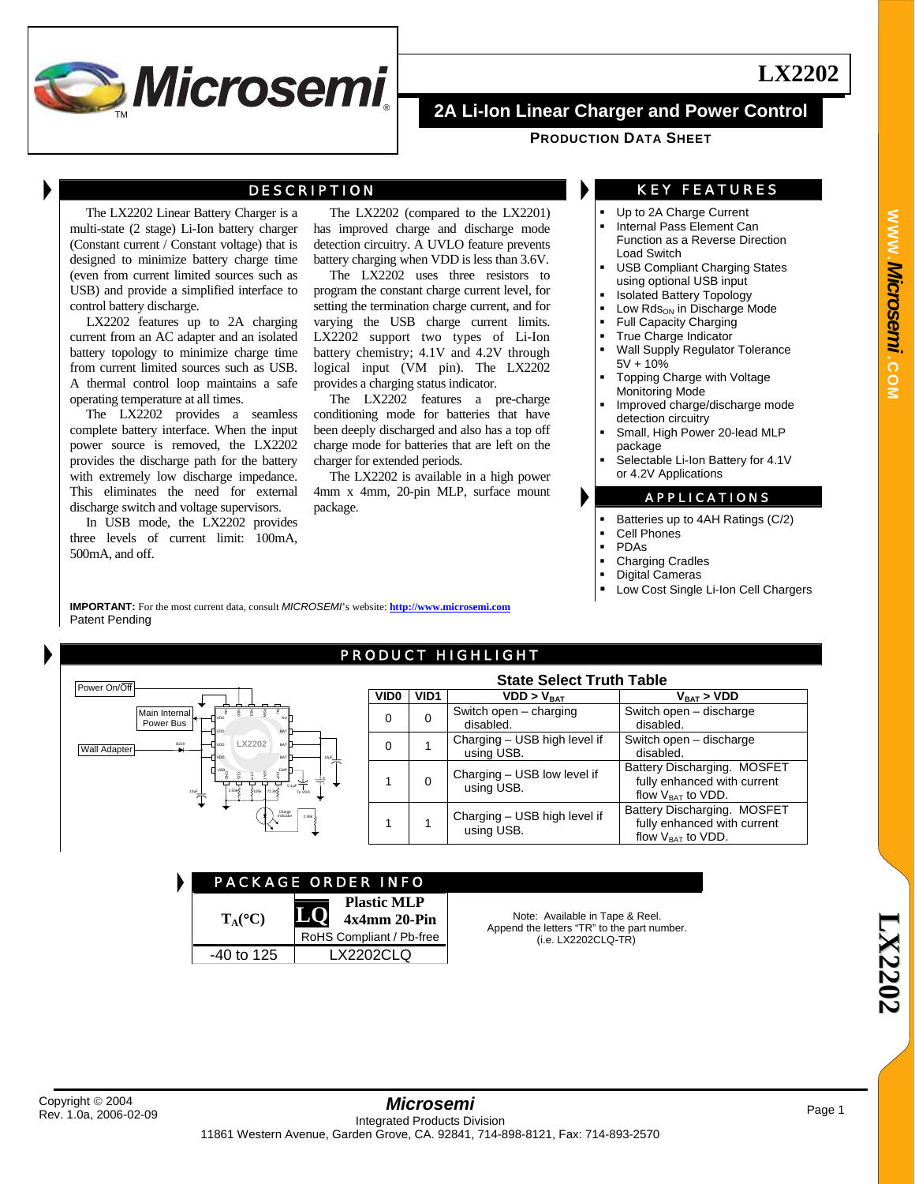# LX2202

## 2A Li-Ion Linear Charger and Power Control

**PRODUCTION DATA SHEET**

## DESCRIPTION

The LX2202 Linear Battery Charger is a multi-state (2 stage) Li-Ion battery charger (Constant current / Constant voltage) that is designed to minimize battery charge time (even from current limited sources such as USB) and provide a simplified interface to control battery discharge.

LX2202 features up to 2A charging current from an AC adapter and an isolated battery topology to minimize charge time from current limited sources such as USB. A thermal control loop maintains a safe operating temperature at all times.

The LX2202 provides a seamless complete battery interface. When the input power source is removed, the LX2202 provides the discharge path for the battery with extremely low discharge impedance. This eliminates the need for external discharge switch and voltage supervisors.

In USB mode, the LX2202 provides three levels of current limit: 100mA, 500mA, and off.

The LX2202 (compared to the LX2201) has improved charge and discharge mode detection circuitry. A UVLO feature prevents battery charging when VDD is less than 3.6V.

The LX2202 uses three resistors to program the constant charge current level, for setting the termination charge current, and for varying the USB charge current limits. LX2202 support two types of Li-Ion battery chemistry; 4.1V and 4.2V through logical input (VM pin). The LX2202 provides a charging status indicator.

The LX2202 features a pre-charge conditioning mode for batteries that have been deeply discharged and also has a top off charge mode for batteries that are left on the charger for extended periods.

The LX2202 is available in a high power 4mm x 4mm, 20-pin MLP, surface mount package.

**IMPORTANT:** For the most current data, consult *MICROSEMI*'s website: **http://www.microsemi.com**

Patent Pending

## KEY FEATURES

- Up to 2A Charge Current
- Internal Pass Element Can Function as a Reverse Direction Load Switch
- USB Compliant Charging States using optional USB input
- Isolated Battery Topology
- Low $Rds_{ON}$ in Discharge Mode
- Full Capacity Charging
- True Charge Indicator
- Wall Supply Regulator Tolerance 5V + 10%
- Topping Charge with Voltage Monitoring Mode
- Improved charge/discharge mode detection circuitry
- Small, High Power 20-lead MLP package
- Selectable Li-Ion Battery for 4.1V or 4.2V Applications

## APPLICATIONS

- Batteries up to 4AH Ratings (C/2)
- Cell Phones
- PDAs
- Charging Cradles
- Digital Cameras
- Low Cost Single Li-Ion Cell Chargers

## PRODUCT HIGHLIGHT

**State Select Truth Table**

| VID0 | VID1 | VDD > $V_{BAT}$ | $V_{BAT}$ > VDD |
|---|---|---|---|
| 0 | 0 | Switch open – charging disabled. | Switch open – discharge disabled. |
| 0 | 1 | Charging – USB high level if using USB. | Switch open – discharge disabled. |
| 1 | 0 | Charging – USB low level if using USB. | Battery Discharging. MOSFET fully enhanced with current flow $V_{BAT}$ to VDD. |
| 1 | 1 | Charging – USB high level if using USB. | Battery Discharging. MOSFET fully enhanced with current flow $V_{BAT}$ to VDD. |

## PACKAGE ORDER INFO

| $T_A$(°C) | LQ Plastic MLP 4x4mm 20-Pin RoHS Compliant / Pb-free |
|---|---|
| -40 to 125 | LX2202CLQ |

Note: Available in Tape & Reel. Append the letters "TR" to the part number. (i.e. LX2202CLQ-TR)

Copyright © 2004
Rev. 1.0a, 2006-02-09

*Microsemi*
Integrated Products Division
11861 Western Avenue, Garden Grove, CA. 92841, 714-898-8121, Fax: 714-893-2570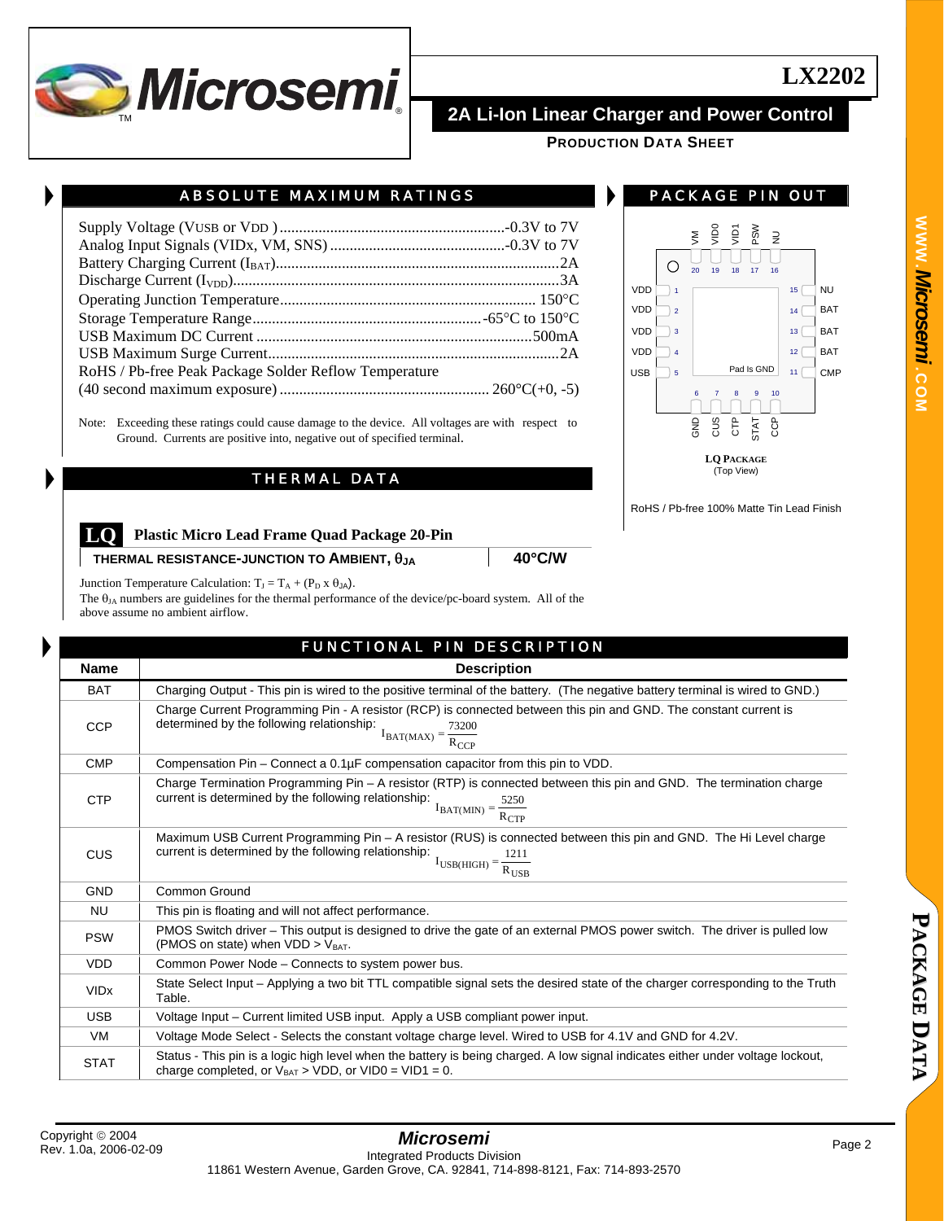## ABSOLUTE MAXIMUM RATINGS

Supply Voltage (VUSB or VDD ) ..........................................................-0.3V to 7V
Analog Input Signals (VIDx, VM, SNS) ..............................................-0.3V to 7V
Battery Charging Current ($I_{BAT}$).........................................................................2A
Discharge Current ($I_{VDD}$).....................................................................................3A
Operating Junction Temperature.................................................................. 150°C
Storage Temperature Range............................................................-65°C to 150°C
USB Maximum DC Current ........................................................................500mA
USB Maximum Surge Current...........................................................................2A
RoHS / Pb-free Peak Package Solder Reflow Temperature
(40 second maximum exposure) ...................................................... 260°C(+0, -5)

Note: Exceeding these ratings could cause damage to the device. All voltages are with respect to Ground. Currents are positive into, negative out of specified terminal.

## PACKAGE PIN OUT

| Pin | Name | Pin | Name |
|---|---|---|---|
| 1 | VDD | 15 | NU |
| 2 | VDD | 14 | BAT |
| 3 | VDD | 13 | BAT |
| 4 | VDD | 12 | BAT |
| 5 | USB | 11 | CMP |
| 6 | GND | 16 | NU |
| 7 | CUS | 17 | PSW |
| 8 | CTP | 18 | VID1 |
| 9 | STAT | 19 | VID0 |
| 10 | CCP | 20 | VM |

Pad Is GND

**LQ PACKAGE**
(Top View)

RoHS / Pb-free 100% Matte Tin Lead Finish

## THERMAL DATA

**LQ** **Plastic Micro Lead Frame Quad Package 20-Pin**

| THERMAL RESISTANCE-JUNCTION TO AMBIENT, $\theta_{JA}$ | 40°C/W |
|---|---|

Junction Temperature Calculation: $T_J = T_A + (P_D \times \theta_{JA})$.
The $\theta_{JA}$ numbers are guidelines for the thermal performance of the device/pc-board system. All of the above assume no ambient airflow.

## FUNCTIONAL PIN DESCRIPTION

| Name | Description |
|---|---|
| BAT | Charging Output - This pin is wired to the positive terminal of the battery. (The negative battery terminal is wired to GND.) |
| CCP | Charge Current Programming Pin - A resistor (RCP) is connected between this pin and GND. The constant current is determined by the following relationship: $I_{BAT(MAX)} = \frac{73200}{R_{CCP}}$ |
| CMP | Compensation Pin – Connect a 0.1µF compensation capacitor from this pin to VDD. |
| CTP | Charge Termination Programming Pin – A resistor (RTP) is connected between this pin and GND. The termination charge current is determined by the following relationship: $I_{BAT(MIN)} = \frac{5250}{R_{CTP}}$ |
| CUS | Maximum USB Current Programming Pin – A resistor (RUS) is connected between this pin and GND. The Hi Level charge current is determined by the following relationship: $I_{USB(HIGH)} = \frac{1211}{R_{USB}}$ |
| GND | Common Ground |
| NU | This pin is floating and will not affect performance. |
| PSW | PMOS Switch driver – This output is designed to drive the gate of an external PMOS power switch. The driver is pulled low (PMOS on state) when VDD > $V_{BAT}$. |
| VDD | Common Power Node – Connects to system power bus. |
| VIDx | State Select Input – Applying a two bit TTL compatible signal sets the desired state of the charger corresponding to the Truth Table. |
| USB | Voltage Input – Current limited USB input. Apply a USB compliant power input. |
| VM | Voltage Mode Select - Selects the constant voltage charge level. Wired to USB for 4.1V and GND for 4.2V. |
| STAT | Status - This pin is a logic high level when the battery is being charged. A low signal indicates either under voltage lockout, charge completed, or $V_{BAT}$ > VDD, or VID0 = VID1 = 0. |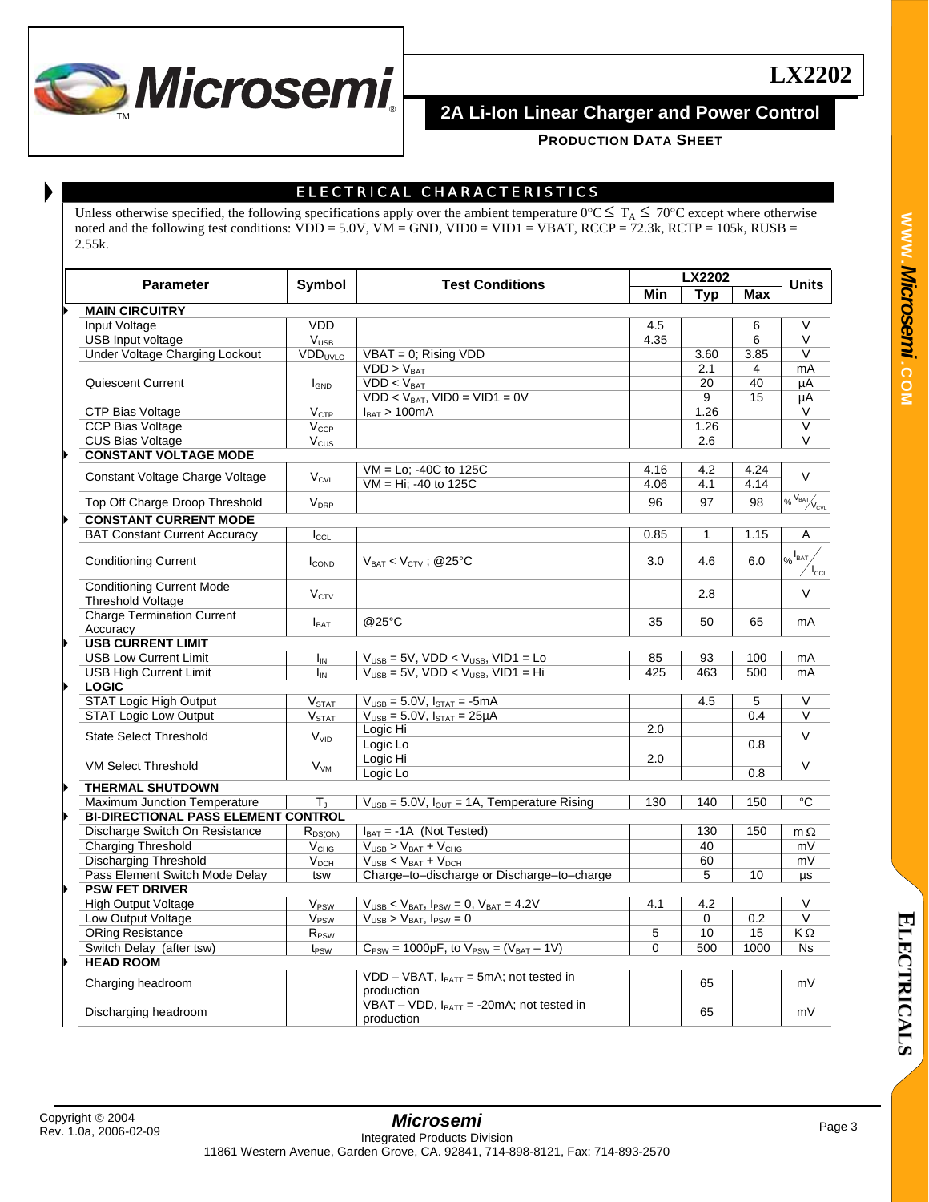## ELECTRICAL CHARACTERISTICS

Unless otherwise specified, the following specifications apply over the ambient temperature 0°C ≤ $T_A$ ≤ 70°C except where otherwise noted and the following test conditions: VDD = 5.0V, VM = GND, VID0 = VID1 = VBAT, RCCP = 72.3k, RCTP = 105k, RUSB = 2.55k.

| Parameter | Symbol | Test Conditions | LX2202 Min | LX2202 Typ | LX2202 Max | Units |
|---|---|---|---|---|---|---|
| **MAIN CIRCUITRY** | | | | | | |
| Input Voltage | VDD | | 4.5 | | 6 | V |
| USB Input voltage | $V_{USB}$ | | 4.35 | | 6 | V |
| Under Voltage Charging Lockout | $VDD_{UVLO}$ | VBAT = 0; Rising VDD | | 3.60 | 3.85 | V |
| Quiescent Current | $I_{GND}$ | VDD > $V_{BAT}$ | | 2.1 | 4 | mA |
| | | VDD < $V_{BAT}$ | | 20 | 40 | µA |
| | | VDD < $V_{BAT}$, VID0 = VID1 = 0V | | 9 | 15 | µA |
| CTP Bias Voltage | $V_{CTP}$ | $I_{BAT}$ > 100mA | | 1.26 | | V |
| CCP Bias Voltage | $V_{CCP}$ | | | 1.26 | | V |
| CUS Bias Voltage | $V_{CUS}$ | | | 2.6 | | V |
| **CONSTANT VOLTAGE MODE** | | | | | | |
| Constant Voltage Charge Voltage | $V_{CVL}$ | VM = Lo; -40C to 125C | 4.16 | 4.2 | 4.24 | V |
| | | VM = Hi; -40 to 125C | 4.06 | 4.1 | 4.14 | |
| Top Off Charge Droop Threshold | $V_{DRP}$ | | 96 | 97 | 98 | % $V_{BAT}/V_{CVL}$ |
| **CONSTANT CURRENT MODE** | | | | | | |
| BAT Constant Current Accuracy | $I_{CCL}$ | | 0.85 | 1 | 1.15 | A |
| Conditioning Current | $I_{COND}$ | $V_{BAT}$ < $V_{CTV}$ ; @25°C | 3.0 | 4.6 | 6.0 | % $I_{BAT}/I_{CCL}$ |
| Conditioning Current Mode Threshold Voltage | $V_{CTV}$ | | | 2.8 | | V |
| Charge Termination Current Accuracy | $I_{BAT}$ | @25°C | 35 | 50 | 65 | mA |
| **USB CURRENT LIMIT** | | | | | | |
| USB Low Current Limit | $I_{IN}$ | $V_{USB}$ = 5V, VDD < $V_{USB}$, VID1 = Lo | 85 | 93 | 100 | mA |
| USB High Current Limit | $I_{IN}$ | $V_{USB}$ = 5V, VDD < $V_{USB}$, VID1 = Hi | 425 | 463 | 500 | mA |
| **LOGIC** | | | | | | |
| STAT Logic High Output | $V_{STAT}$ | $V_{USB}$ = 5.0V, $I_{STAT}$ = -5mA | | 4.5 | 5 | V |
| STAT Logic Low Output | $V_{STAT}$ | $V_{USB}$ = 5.0V, $I_{STAT}$ = 25µA | | | 0.4 | V |
| State Select Threshold | $V_{VID}$ | Logic Hi | 2.0 | | | V |
| | | Logic Lo | | | 0.8 | |
| VM Select Threshold | $V_{VM}$ | Logic Hi | 2.0 | | | V |
| | | Logic Lo | | | 0.8 | |
| **THERMAL SHUTDOWN** | | | | | | |
| Maximum Junction Temperature | $T_J$ | $V_{USB}$ = 5.0V, $I_{OUT}$ = 1A, Temperature Rising | 130 | 140 | 150 | °C |
| **BI-DIRECTIONAL PASS ELEMENT CONTROL** | | | | | | |
| Discharge Switch On Resistance | $R_{DS(ON)}$ | $I_{BAT}$ = -1A (Not Tested) | | 130 | 150 | mΩ |
| Charging Threshold | $V_{CHG}$ | $V_{USB}$ > $V_{BAT}$ + $V_{CHG}$ | | 40 | | mV |
| Discharging Threshold | $V_{DCH}$ | $V_{USB}$ < $V_{BAT}$ + $V_{DCH}$ | | 60 | | mV |
| Pass Element Switch Mode Delay | tsw | Charge–to–discharge or Discharge–to–charge | | 5 | 10 | µs |
| **PSW FET DRIVER** | | | | | | |
| High Output Voltage | $V_{PSW}$ | $V_{USB}$ < $V_{BAT}$, $I_{PSW}$ = 0, $V_{BAT}$ = 4.2V | 4.1 | 4.2 | | V |
| Low Output Voltage | $V_{PSW}$ | $V_{USB}$ > $V_{BAT}$, $I_{PSW}$ = 0 | | 0 | 0.2 | V |
| ORing Resistance | $R_{PSW}$ | | 5 | 10 | 15 | KΩ |
| Switch Delay (after tsw) | $t_{PSW}$ | $C_{PSW}$ = 1000pF, to $V_{PSW}$ = ($V_{BAT}$ – 1V) | 0 | 500 | 1000 | Ns |
| **HEAD ROOM** | | | | | | |
| Charging headroom | | VDD – VBAT, $I_{BATT}$ = 5mA; not tested in production | | 65 | | mV |
| Discharging headroom | | VBAT – VDD, $I_{BATT}$ = -20mA; not tested in production | | 65 | | mV |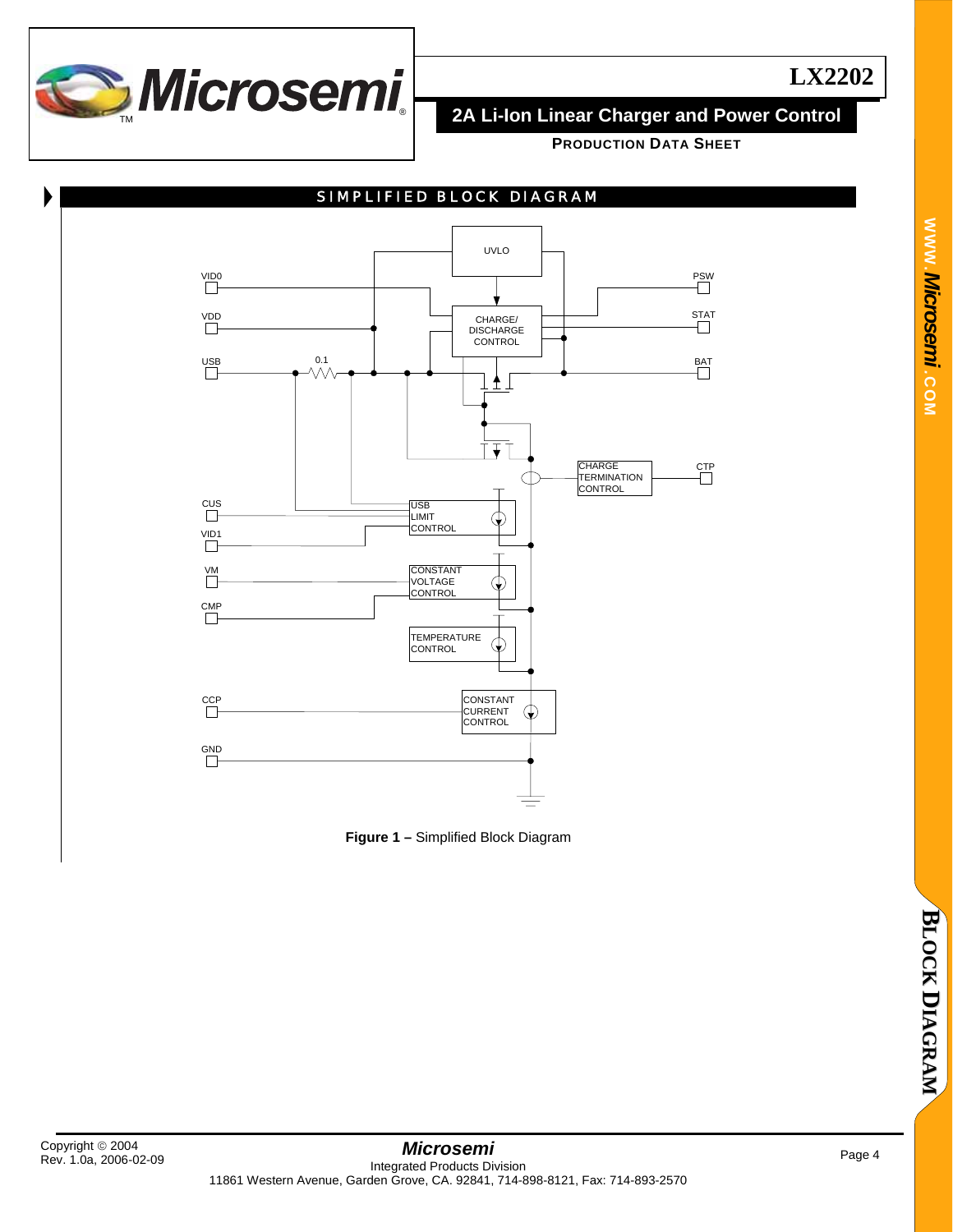## SIMPLIFIED BLOCK DIAGRAM

UVLO

VID0

PSW

VDD

CHARGE/ DISCHARGE CONTROL

STAT

USB

0.1

BAT

CHARGE TERMINATION CONTROL

CTP

CUS

USB LIMIT CONTROL

VID1

VM

CONSTANT VOLTAGE CONTROL

CMP

TEMPERATURE CONTROL

CCP

CONSTANT CURRENT CONTROL

GND

**Figure 1 –** Simplified Block Diagram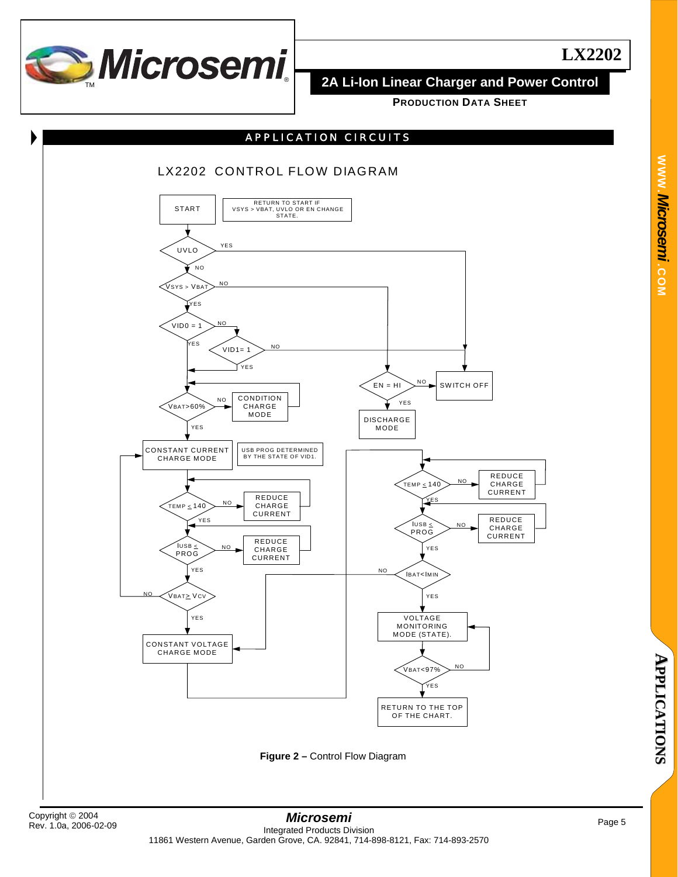## APPLICATION CIRCUITS

### LX2202 CONTROL FLOW DIAGRAM

START

RETURN TO START IF VSYS > VBAT, UVLO OR EN CHANGE STATE.

UVLO — YES → SWITCH OFF; NO ↓

VSYS > VBAT — NO → EN = HI; YES ↓

VID0 = 1 — NO → VID1= 1; YES ↓

VID1= 1 — NO → SWITCH OFF; YES ↓

VBAT>60% — NO → CONDITION CHARGE MODE; YES ↓

EN = HI — NO → SWITCH OFF; YES → DISCHARGE MODE

CONSTANT CURRENT CHARGE MODE

USB PROG DETERMINED BY THE STATE OF VID1.

TEMP ≤ 140 — NO → REDUCE CHARGE CURRENT; YES ↓

IUSB ≤ PROG — NO → REDUCE CHARGE CURRENT; YES ↓

VBAT≥ VCV — NO → CONSTANT CURRENT CHARGE MODE; YES ↓

CONSTANT VOLTAGE CHARGE MODE

TEMP ≤ 140 — NO → REDUCE CHARGE CURRENT; YES ↓

IUSB ≤ PROG — NO → REDUCE CHARGE CURRENT; YES ↓

IBAT<IMIN — NO → CONSTANT VOLTAGE CHARGE MODE; YES ↓

VOLTAGE MONITORING MODE (STATE).

VBAT<97% — NO → VOLTAGE MONITORING MODE (STATE); YES ↓

RETURN TO THE TOP OF THE CHART.

**Figure 2 –** Control Flow Diagram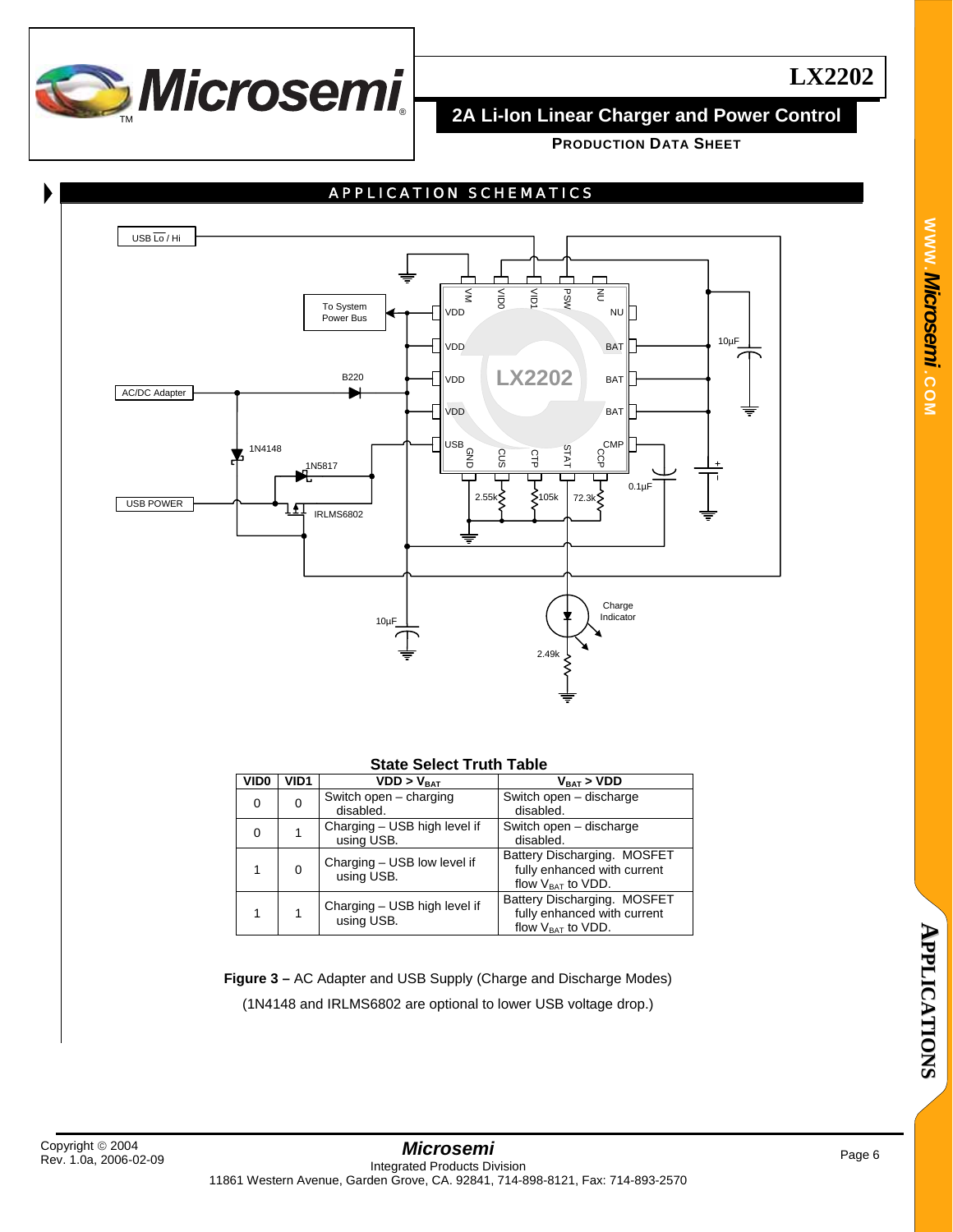## APPLICATION SCHEMATICS

**State Select Truth Table**

| VID0 | VID1 | VDD > $V_{BAT}$ | $V_{BAT}$ > VDD |
|---|---|---|---|
| 0 | 0 | Switch open – charging disabled. | Switch open – discharge disabled. |
| 0 | 1 | Charging – USB high level if using USB. | Switch open – discharge disabled. |
| 1 | 0 | Charging – USB low level if using USB. | Battery Discharging. MOSFET fully enhanced with current flow $V_{BAT}$ to VDD. |
| 1 | 1 | Charging – USB high level if using USB. | Battery Discharging. MOSFET fully enhanced with current flow $V_{BAT}$ to VDD. |

**Figure 3 –** AC Adapter and USB Supply (Charge and Discharge Modes)

(1N4148 and IRLMS6802 are optional to lower USB voltage drop.)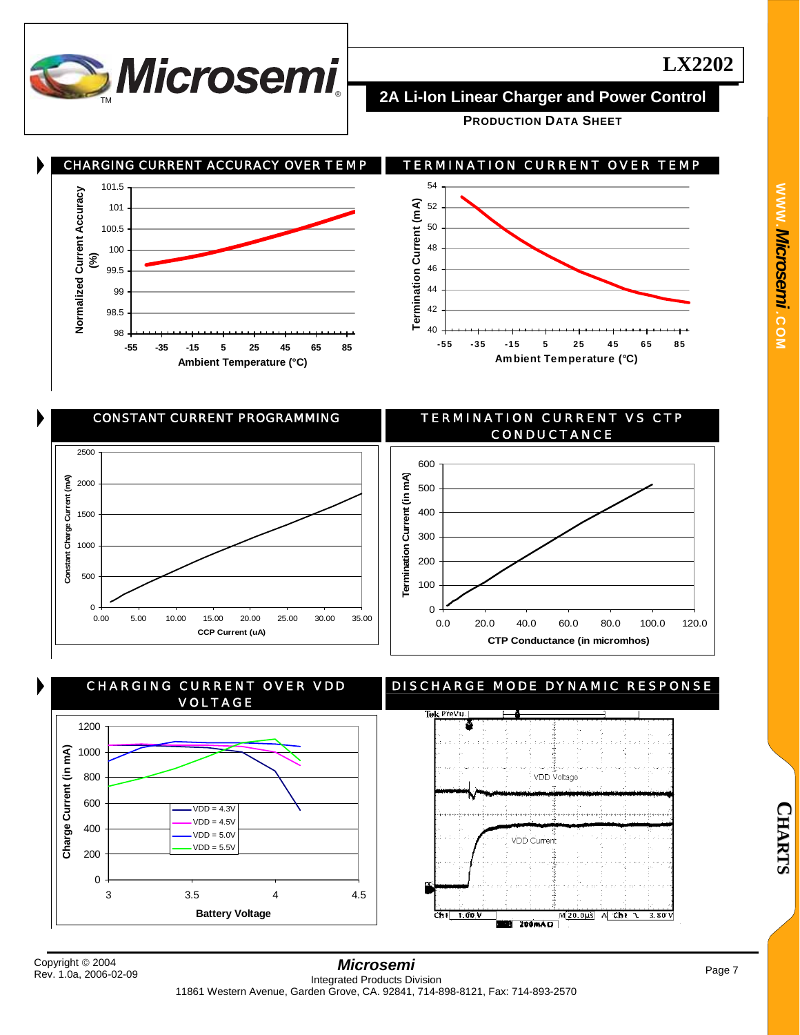## CHARGING CURRENT ACCURACY OVER TEMP

Normalized Current Accuracy (%)

101.5
101
100.5
100
99.5
99
98.5
98

-55 -35 -15 5 25 45 65 85

Ambient Temperature (°C)

## TERMINATION CURRENT OVER TEMP

Termination Current (mA)

54
52
50
48
46
44
42
40

-55 -35 -15 5 25 45 65 85

Ambient Temperature (°C)

## CONSTANT CURRENT PROGRAMMING

Constant Charge Current (mA)

2500
2000
1500
1000
500
0

0.00 5.00 10.00 15.00 20.00 25.00 30.00 35.00

CCP Current (uA)

## TERMINATION CURRENT VS CTP CONDUCTANCE

Termination Current (in mA)

600
500
400
300
200
100
0

0.0 20.0 40.0 60.0 80.0 100.0 120.0

CTP Conductance (in micromhos)

## CHARGING CURRENT OVER VDD VOLTAGE

Charge Current (in mA)

1200
1000
800
600
400
200
0

3 3.5 4 4.5

Battery Voltage

VDD = 4.3V
VDD = 4.5V
VDD = 5.0V
VDD = 5.5V

## DISCHARGE MODE DYNAMIC RESPONSE

Tek PreVu

VDD Voltage

VDD Current

Ch1 1.00 V M 20.0µs A Ch1 ƪ 3.80 V

200mA Ω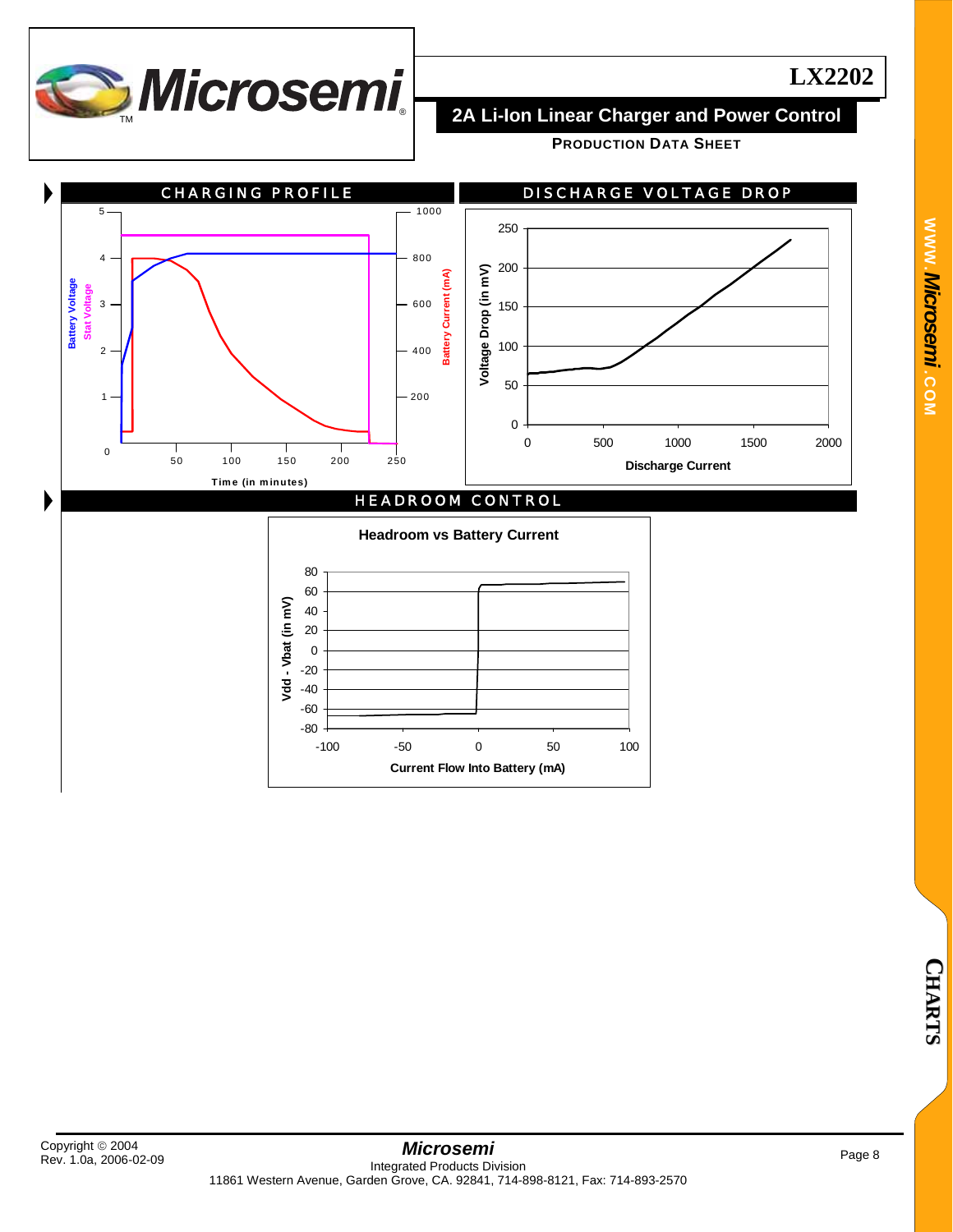## CHARGING PROFILE

Battery Voltage
Stat Voltage
Battery Current (mA)
Time (in minutes)

## DISCHARGE VOLTAGE DROP

Voltage Drop (in mV)
Discharge Current

## HEADROOM CONTROL

**Headroom vs Battery Current**

Vdd - Vbat (in mV)
Current Flow Into Battery (mA)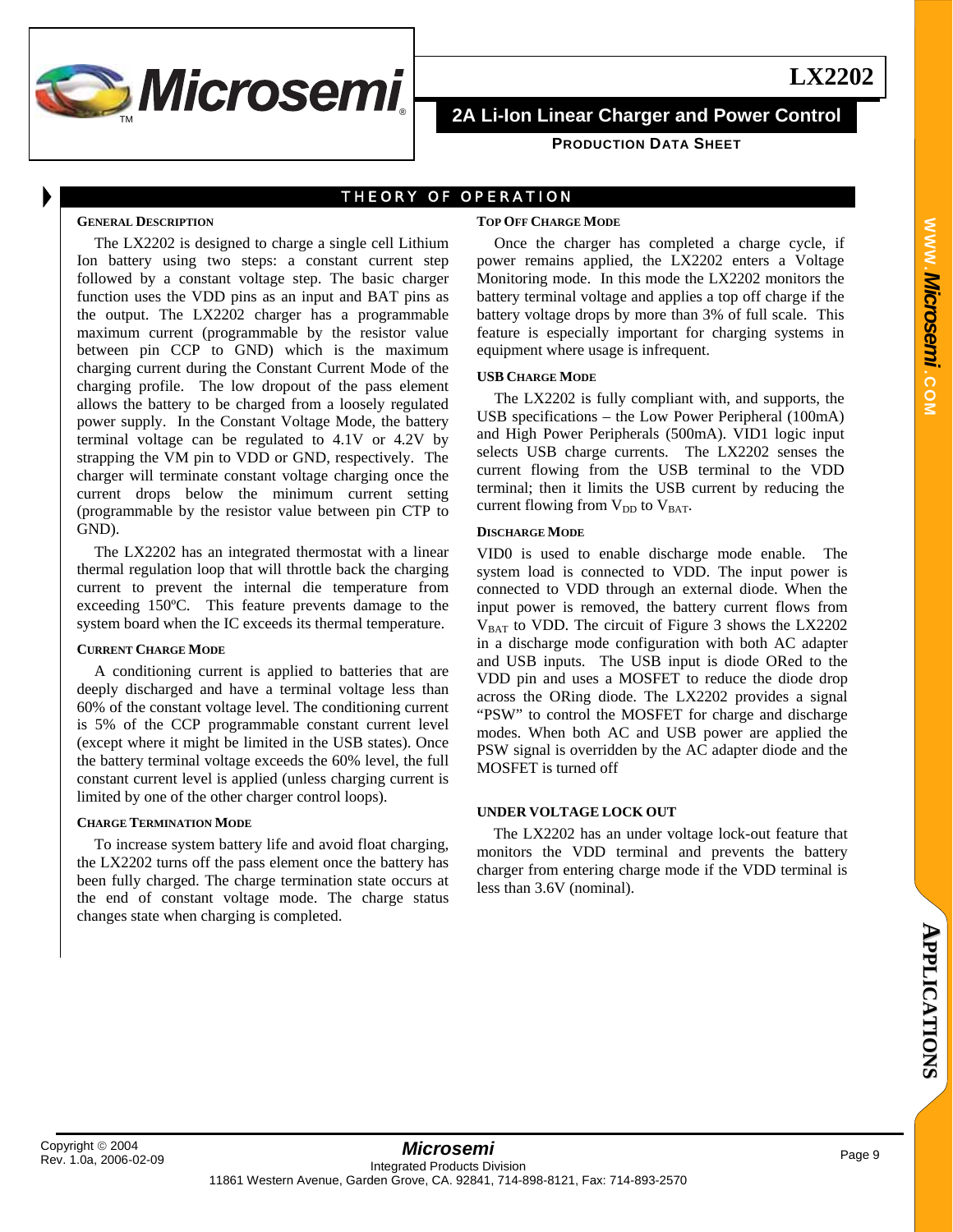## THEORY OF OPERATION

### GENERAL DESCRIPTION

The LX2202 is designed to charge a single cell Lithium Ion battery using two steps: a constant current step followed by a constant voltage step. The basic charger function uses the VDD pins as an input and BAT pins as the output. The LX2202 charger has a programmable maximum current (programmable by the resistor value between pin CCP to GND) which is the maximum charging current during the Constant Current Mode of the charging profile. The low dropout of the pass element allows the battery to be charged from a loosely regulated power supply. In the Constant Voltage Mode, the battery terminal voltage can be regulated to 4.1V or 4.2V by strapping the VM pin to VDD or GND, respectively. The charger will terminate constant voltage charging once the current drops below the minimum current setting (programmable by the resistor value between pin CTP to GND).

The LX2202 has an integrated thermostat with a linear thermal regulation loop that will throttle back the charging current to prevent the internal die temperature from exceeding 150ºC. This feature prevents damage to the system board when the IC exceeds its thermal temperature.

### CURRENT CHARGE MODE

A conditioning current is applied to batteries that are deeply discharged and have a terminal voltage less than 60% of the constant voltage level. The conditioning current is 5% of the CCP programmable constant current level (except where it might be limited in the USB states). Once the battery terminal voltage exceeds the 60% level, the full constant current level is applied (unless charging current is limited by one of the other charger control loops).

### CHARGE TERMINATION MODE

To increase system battery life and avoid float charging, the LX2202 turns off the pass element once the battery has been fully charged. The charge termination state occurs at the end of constant voltage mode. The charge status changes state when charging is completed.

### TOP OFF CHARGE MODE

Once the charger has completed a charge cycle, if power remains applied, the LX2202 enters a Voltage Monitoring mode. In this mode the LX2202 monitors the battery terminal voltage and applies a top off charge if the battery voltage drops by more than 3% of full scale. This feature is especially important for charging systems in equipment where usage is infrequent.

### USB CHARGE MODE

The LX2202 is fully compliant with, and supports, the USB specifications – the Low Power Peripheral (100mA) and High Power Peripherals (500mA). VID1 logic input selects USB charge currents. The LX2202 senses the current flowing from the USB terminal to the VDD terminal; then it limits the USB current by reducing the current flowing from $V_{DD}$ to $V_{BAT}$.

### DISCHARGE MODE

VID0 is used to enable discharge mode enable. The system load is connected to VDD. The input power is connected to VDD through an external diode. When the input power is removed, the battery current flows from $V_{BAT}$ to VDD. The circuit of Figure 3 shows the LX2202 in a discharge mode configuration with both AC adapter and USB inputs. The USB input is diode ORed to the VDD pin and uses a MOSFET to reduce the diode drop across the ORing diode. The LX2202 provides a signal "PSW" to control the MOSFET for charge and discharge modes. When both AC and USB power are applied the PSW signal is overridden by the AC adapter diode and the MOSFET is turned off

### UNDER VOLTAGE LOCK OUT

The LX2202 has an under voltage lock-out feature that monitors the VDD terminal and prevents the battery charger from entering charge mode if the VDD terminal is less than 3.6V (nominal).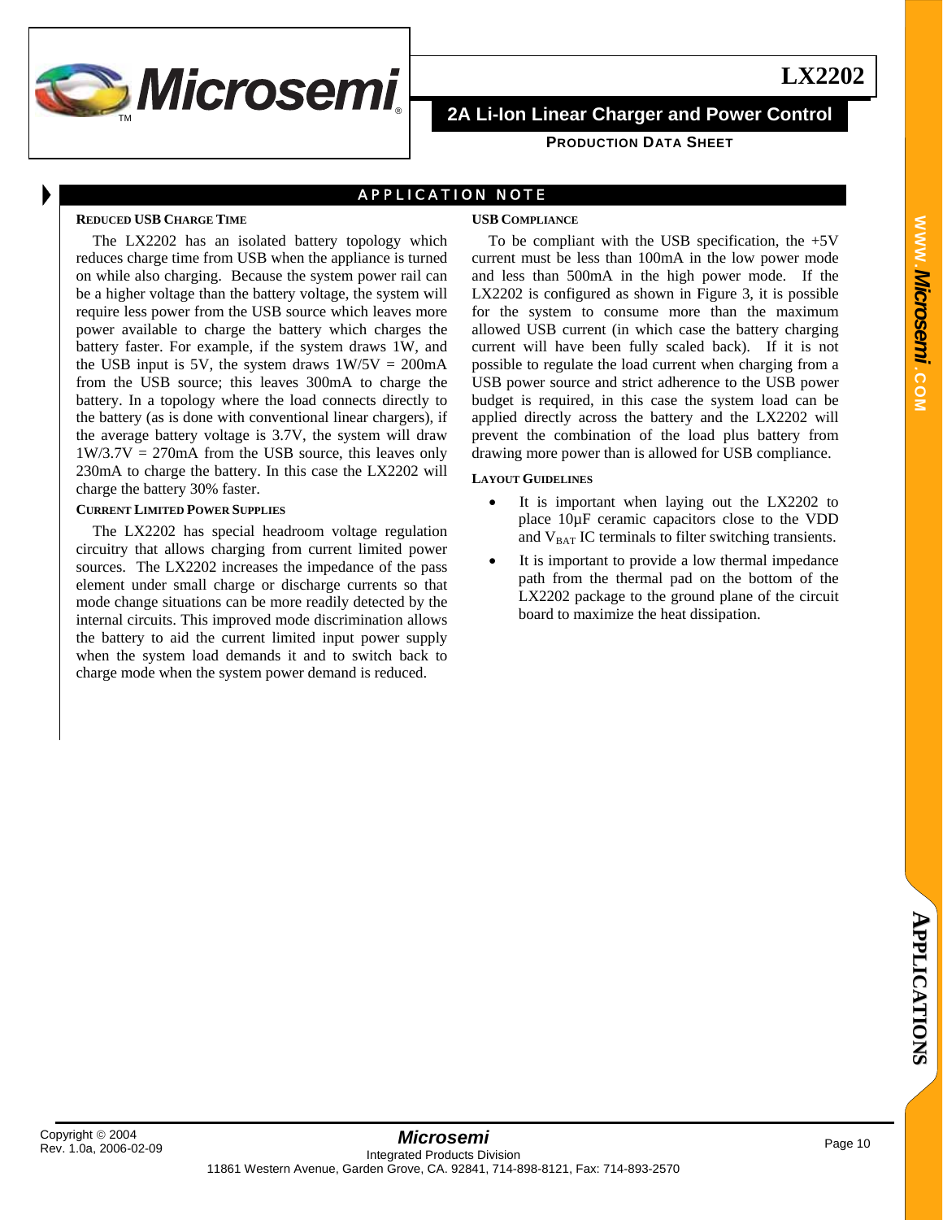## APPLICATION NOTE

### Reduced USB Charge Time

The LX2202 has an isolated battery topology which reduces charge time from USB when the appliance is turned on while also charging. Because the system power rail can be a higher voltage than the battery voltage, the system will require less power from the USB source which leaves more power available to charge the battery which charges the battery faster. For example, if the system draws 1W, and the USB input is 5V, the system draws 1W/5V = 200mA from the USB source; this leaves 300mA to charge the battery. In a topology where the load connects directly to the battery (as is done with conventional linear chargers), if the average battery voltage is 3.7V, the system will draw 1W/3.7V = 270mA from the USB source, this leaves only 230mA to charge the battery. In this case the LX2202 will charge the battery 30% faster.

### Current Limited Power Supplies

The LX2202 has special headroom voltage regulation circuitry that allows charging from current limited power sources. The LX2202 increases the impedance of the pass element under small charge or discharge currents so that mode change situations can be more readily detected by the internal circuits. This improved mode discrimination allows the battery to aid the current limited input power supply when the system load demands it and to switch back to charge mode when the system power demand is reduced.

### USB Compliance

To be compliant with the USB specification, the +5V current must be less than 100mA in the low power mode and less than 500mA in the high power mode. If the LX2202 is configured as shown in Figure 3, it is possible for the system to consume more than the maximum allowed USB current (in which case the battery charging current will have been fully scaled back). If it is not possible to regulate the load current when charging from a USB power source and strict adherence to the USB power budget is required, in this case the system load can be applied directly across the battery and the LX2202 will prevent the combination of the load plus battery from drawing more power than is allowed for USB compliance.

### Layout Guidelines

- It is important when laying out the LX2202 to place 10µF ceramic capacitors close to the VDD and $V_{BAT}$ IC terminals to filter switching transients.
- It is important to provide a low thermal impedance path from the thermal pad on the bottom of the LX2202 package to the ground plane of the circuit board to maximize the heat dissipation.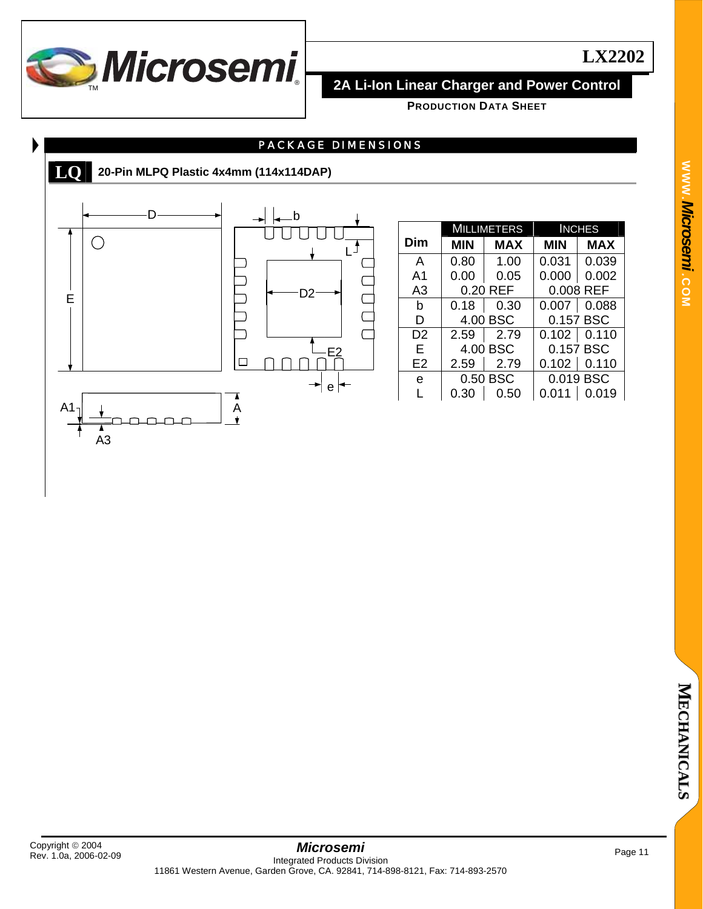# LX2202

**2A Li-Ion Linear Charger and Power Control**

**PRODUCTION DATA SHEET**

## PACKAGE DIMENSIONS

### LQ 20-Pin MLPQ Plastic 4x4mm (114x114DAP)

| Dim | MILLIMETERS | | INCHES | |
|---|---|---|---|---|
| | MIN | MAX | MIN | MAX |
| A | 0.80 | 1.00 | 0.031 | 0.039 |
| A1 | 0.00 | 0.05 | 0.000 | 0.002 |
| A3 | 0.20 REF | | 0.008 REF | |
| b | 0.18 | 0.30 | 0.007 | 0.088 |
| D | 4.00 BSC | | 0.157 BSC | |
| D2 | 2.59 | 2.79 | 0.102 | 0.110 |
| E | 4.00 BSC | | 0.157 BSC | |
| E2 | 2.59 | 2.79 | 0.102 | 0.110 |
| e | 0.50 BSC | | 0.019 BSC | |
| L | 0.30 | 0.50 | 0.011 | 0.019 |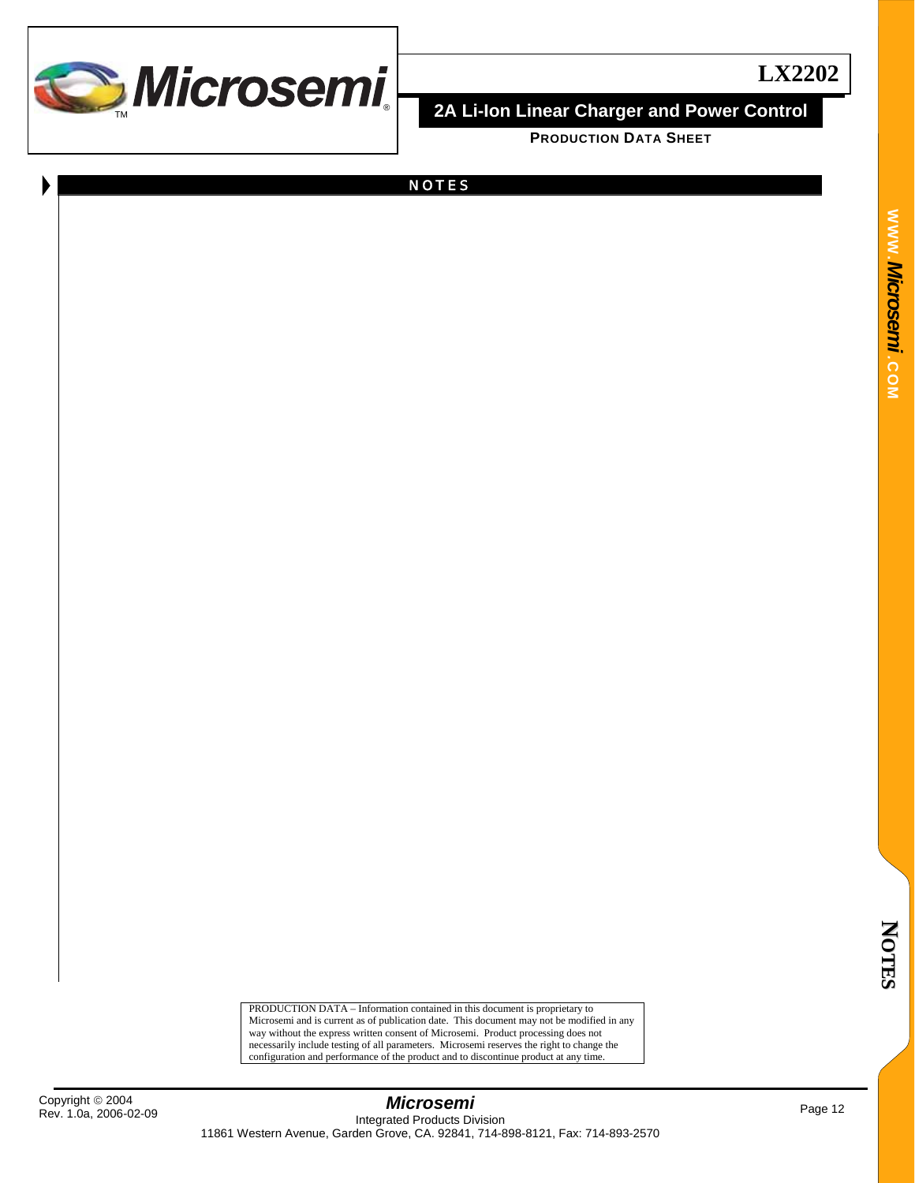## NOTES

PRODUCTION DATA – Information contained in this document is proprietary to Microsemi and is current as of publication date. This document may not be modified in any way without the express written consent of Microsemi. Product processing does not necessarily include testing of all parameters. Microsemi reserves the right to change the configuration and performance of the product and to discontinue product at any time.